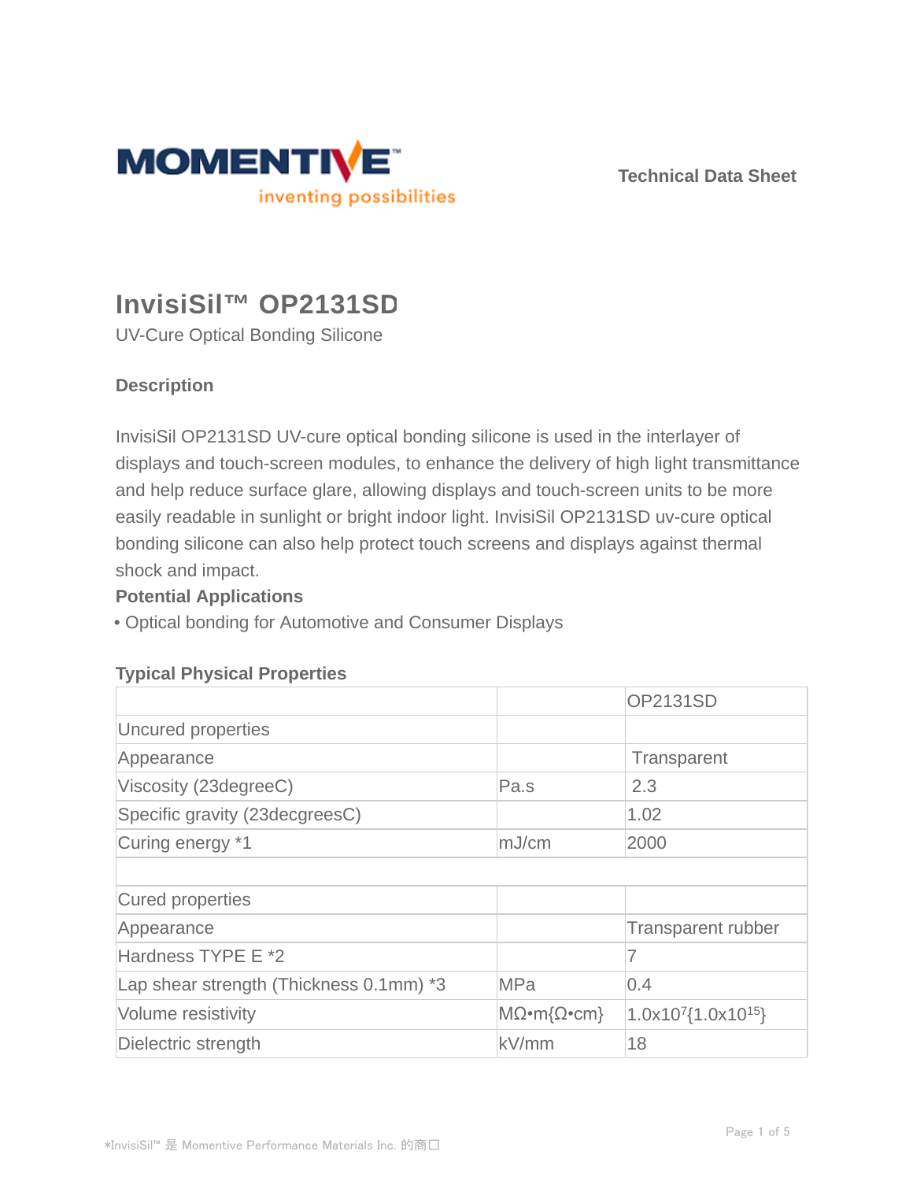MOMENTIVE™

inventing possibilities

Technical Data Sheet

# InvisiSil™ OP2131SD

UV-Cure Optical Bonding Silicone

## Description

InvisiSil OP2131SD UV-cure optical bonding silicone is used in the interlayer of displays and touch-screen modules, to enhance the delivery of high light transmittance and help reduce surface glare, allowing displays and touch-screen units to be more easily readable in sunlight or bright indoor light. InvisiSil OP2131SD uv-cure optical bonding silicone can also help protect touch screens and displays against thermal shock and impact.

## Potential Applications

• Optical bonding for Automotive and Consumer Displays

## Typical Physical Properties

| | | OP2131SD |
|---|---|---|
| Uncured properties | | |
| Appearance | | Transparent |
| Viscosity (23degreeC) | Pa.s | 2.3 |
| Specific gravity (23decgreesC) | | 1.02 |
| Curing energy *1 | mJ/cm | 2000 |
| | | |
| Cured properties | | |
| Appearance | | Transparent rubber |
| Hardness TYPE E *2 | | 7 |
| Lap shear strength (Thickness 0.1mm) *3 | MPa | 0.4 |
| Volume resistivity | MΩ•m{Ω•cm} | $1.0 \times 10^{7}$ {$1.0 \times 10^{15}$} |
| Dielectric strength | kV/mm | 18 |

*InvisiSil™ 是 Momentive Performance Materials Inc. 的商□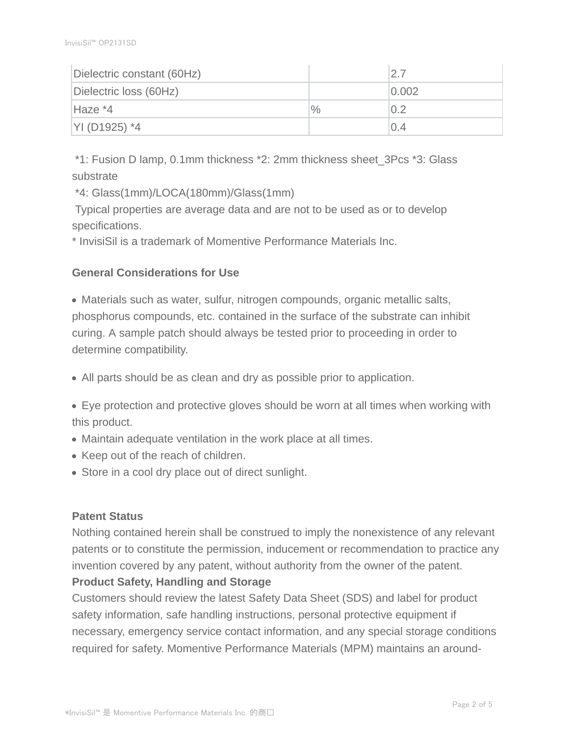| | | |
|---|---|---|
| Dielectric constant (60Hz) | | 2.7 |
| Dielectric loss (60Hz) | | 0.002 |
| Haze *4 | % | 0.2 |
| YI (D1925) *4 | | 0.4 |

*1: Fusion D lamp, 0.1mm thickness *2: 2mm thickness sheet_3Pcs *3: Glass substrate
*4: Glass(1mm)/LOCA(180mm)/Glass(1mm)
Typical properties are average data and are not to be used as or to develop specifications.
* InvisiSil is a trademark of Momentive Performance Materials Inc.

**General Considerations for Use**

- Materials such as water, sulfur, nitrogen compounds, organic metallic salts, phosphorus compounds, etc. contained in the surface of the substrate can inhibit curing. A sample patch should always be tested prior to proceeding in order to determine compatibility.

- All parts should be as clean and dry as possible prior to application.

- Eye protection and protective gloves should be worn at all times when working with this product.
- Maintain adequate ventilation in the work place at all times.
- Keep out of the reach of children.
- Store in a cool dry place out of direct sunlight.

**Patent Status**

Nothing contained herein shall be construed to imply the nonexistence of any relevant patents or to constitute the permission, inducement or recommendation to practice any invention covered by any patent, without authority from the owner of the patent.

**Product Safety, Handling and Storage**

Customers should review the latest Safety Data Sheet (SDS) and label for product safety information, safe handling instructions, personal protective equipment if necessary, emergency service contact information, and any special storage conditions required for safety. Momentive Performance Materials (MPM) maintains an around-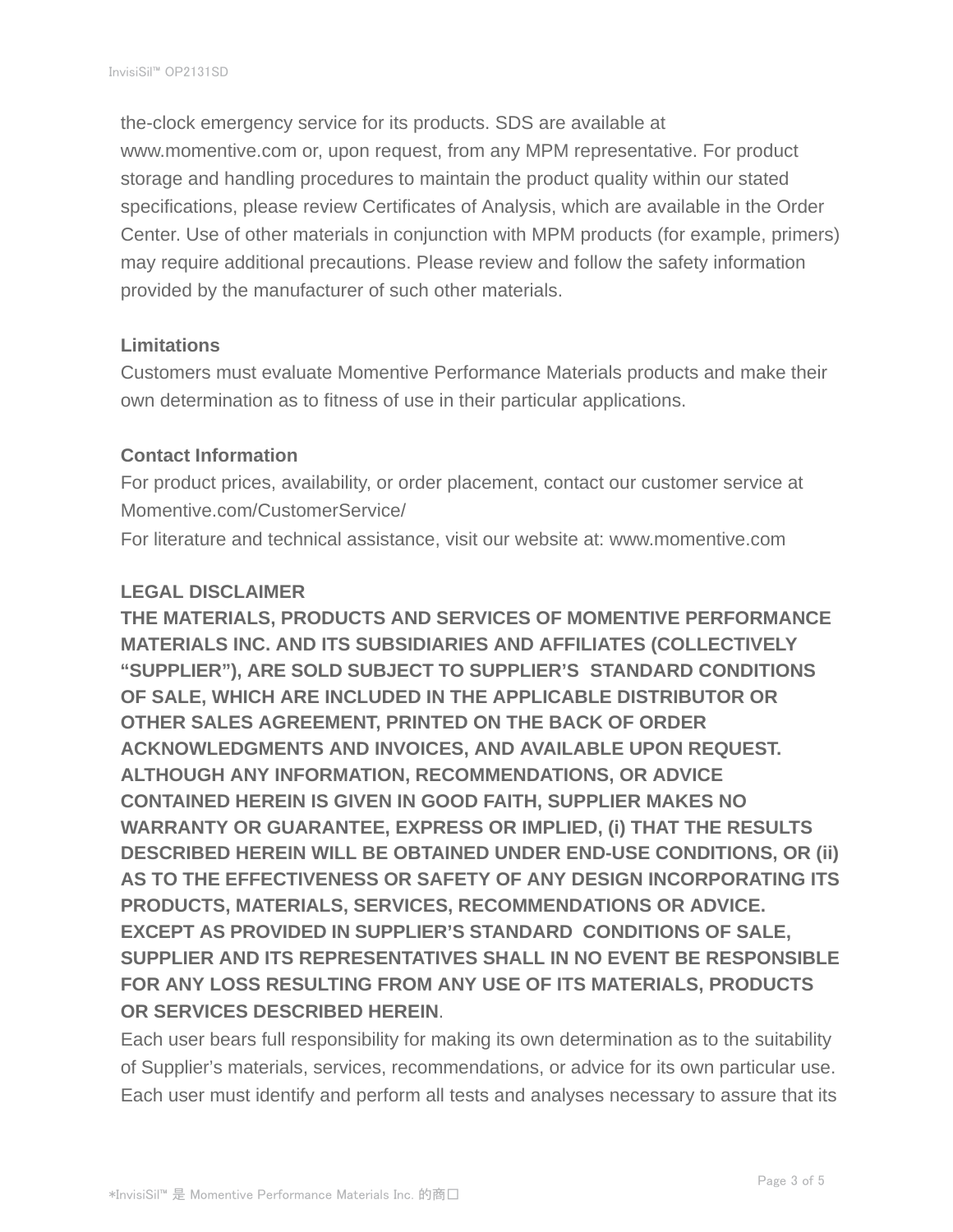the-clock emergency service for its products. SDS are available at www.momentive.com or, upon request, from any MPM representative. For product storage and handling procedures to maintain the product quality within our stated specifications, please review Certificates of Analysis, which are available in the Order Center. Use of other materials in conjunction with MPM products (for example, primers) may require additional precautions. Please review and follow the safety information provided by the manufacturer of such other materials.

**Limitations**

Customers must evaluate Momentive Performance Materials products and make their own determination as to fitness of use in their particular applications.

**Contact Information**

For product prices, availability, or order placement, contact our customer service at Momentive.com/CustomerService/

For literature and technical assistance, visit our website at: www.momentive.com

**LEGAL DISCLAIMER**

**THE MATERIALS, PRODUCTS AND SERVICES OF MOMENTIVE PERFORMANCE MATERIALS INC. AND ITS SUBSIDIARIES AND AFFILIATES (COLLECTIVELY “SUPPLIER”), ARE SOLD SUBJECT TO SUPPLIER’S STANDARD CONDITIONS OF SALE, WHICH ARE INCLUDED IN THE APPLICABLE DISTRIBUTOR OR OTHER SALES AGREEMENT, PRINTED ON THE BACK OF ORDER ACKNOWLEDGMENTS AND INVOICES, AND AVAILABLE UPON REQUEST. ALTHOUGH ANY INFORMATION, RECOMMENDATIONS, OR ADVICE CONTAINED HEREIN IS GIVEN IN GOOD FAITH, SUPPLIER MAKES NO WARRANTY OR GUARANTEE, EXPRESS OR IMPLIED, (i) THAT THE RESULTS DESCRIBED HEREIN WILL BE OBTAINED UNDER END-USE CONDITIONS, OR (ii) AS TO THE EFFECTIVENESS OR SAFETY OF ANY DESIGN INCORPORATING ITS PRODUCTS, MATERIALS, SERVICES, RECOMMENDATIONS OR ADVICE. EXCEPT AS PROVIDED IN SUPPLIER’S STANDARD CONDITIONS OF SALE, SUPPLIER AND ITS REPRESENTATIVES SHALL IN NO EVENT BE RESPONSIBLE FOR ANY LOSS RESULTING FROM ANY USE OF ITS MATERIALS, PRODUCTS OR SERVICES DESCRIBED HEREIN**.

Each user bears full responsibility for making its own determination as to the suitability of Supplier’s materials, services, recommendations, or advice for its own particular use. Each user must identify and perform all tests and analyses necessary to assure that its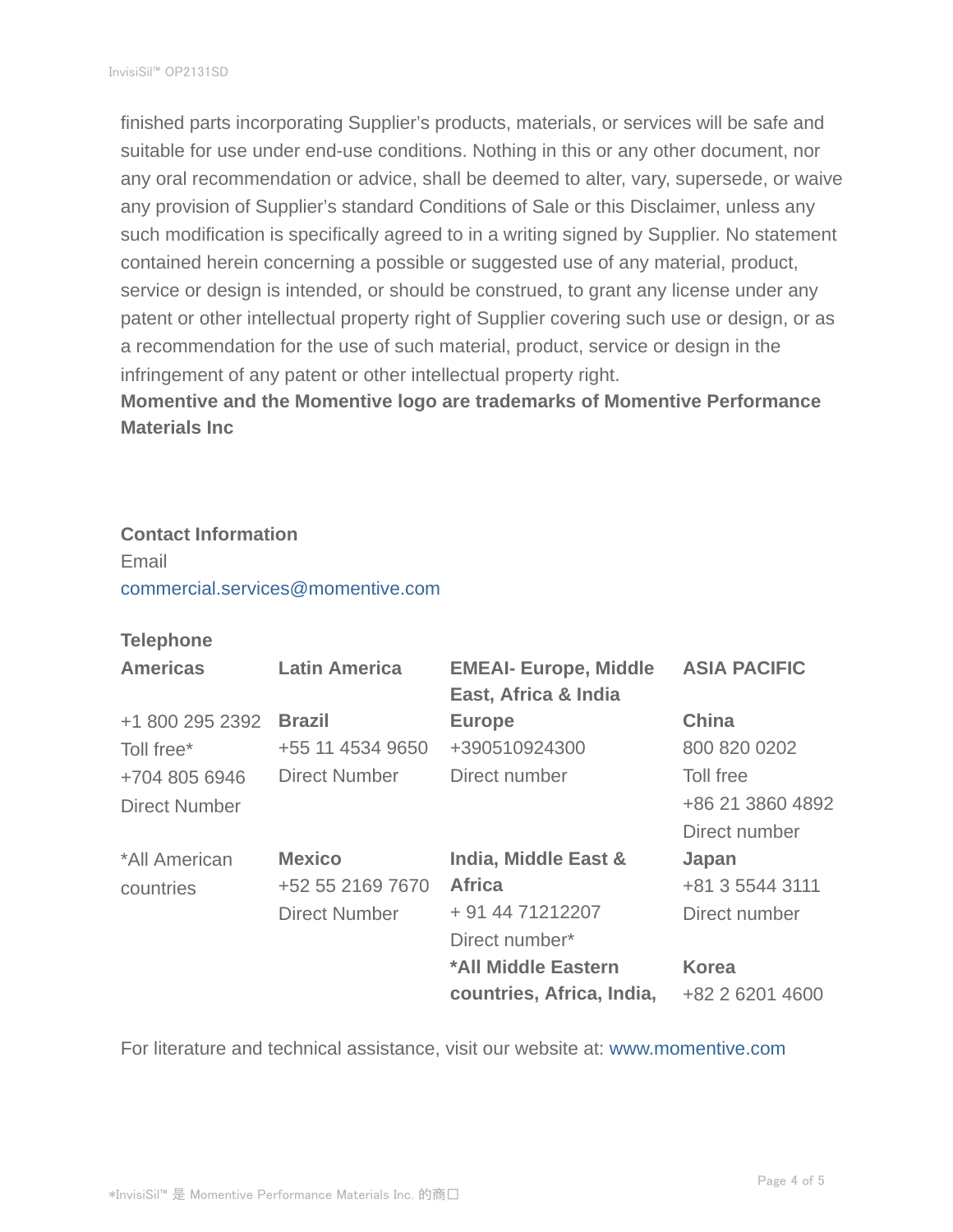finished parts incorporating Supplier's products, materials, or services will be safe and suitable for use under end-use conditions. Nothing in this or any other document, nor any oral recommendation or advice, shall be deemed to alter, vary, supersede, or waive any provision of Supplier's standard Conditions of Sale or this Disclaimer, unless any such modification is specifically agreed to in a writing signed by Supplier. No statement contained herein concerning a possible or suggested use of any material, product, service or design is intended, or should be construed, to grant any license under any patent or other intellectual property right of Supplier covering such use or design, or as a recommendation for the use of such material, product, service or design in the infringement of any patent or other intellectual property right.

**Momentive and the Momentive logo are trademarks of Momentive Performance Materials Inc**

**Contact Information**

Email

commercial.services@momentive.com

**Telephone**

| **Americas** | **Latin America** | **EMEAI- Europe, Middle East, Africa & India** | **ASIA PACIFIC** |
|---|---|---|---|
| +1 800 295 2392<br>Toll free*<br>+704 805 6946<br>Direct Number | **Brazil**<br>+55 11 4534 9650<br>Direct Number | **Europe**<br>+390510924300<br>Direct number | **China**<br>800 820 0202<br>Toll free<br>+86 21 3860 4892<br>Direct number |
| *All American countries | **Mexico**<br>+52 55 2169 7670<br>Direct Number | **India, Middle East & Africa**<br>+ 91 44 71212207<br>Direct number* | **Japan**<br>+81 3 5544 3111<br>Direct number |
| | | ***All Middle Eastern countries, Africa, India,** | **Korea**<br>+82 2 6201 4600 |

For literature and technical assistance, visit our website at: www.momentive.com

*InvisiSil™ 是 Momentive Performance Materials Inc. 的商口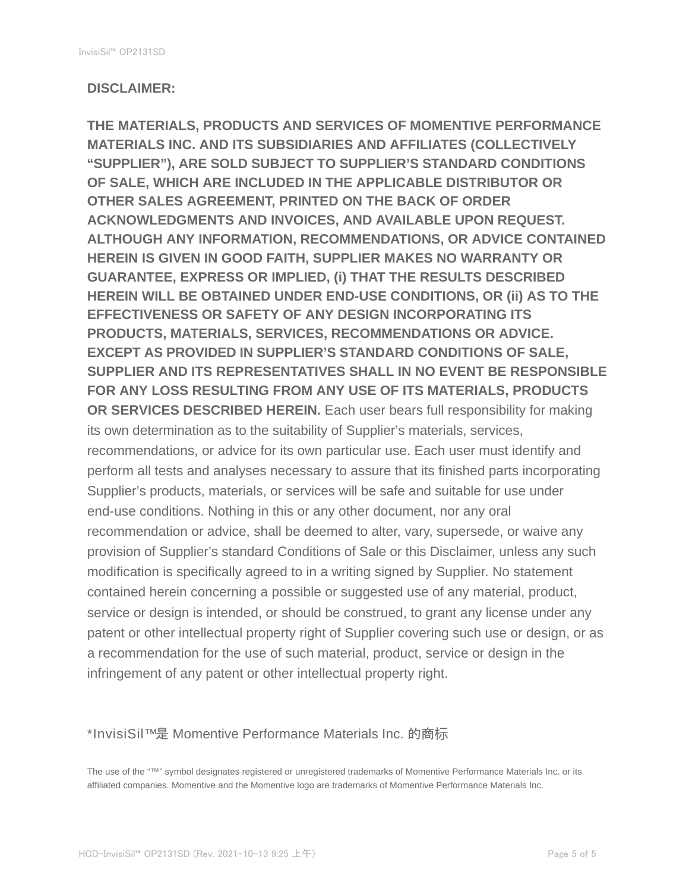**DISCLAIMER:**

**THE MATERIALS, PRODUCTS AND SERVICES OF MOMENTIVE PERFORMANCE MATERIALS INC. AND ITS SUBSIDIARIES AND AFFILIATES (COLLECTIVELY "SUPPLIER"), ARE SOLD SUBJECT TO SUPPLIER'S STANDARD CONDITIONS OF SALE, WHICH ARE INCLUDED IN THE APPLICABLE DISTRIBUTOR OR OTHER SALES AGREEMENT, PRINTED ON THE BACK OF ORDER ACKNOWLEDGMENTS AND INVOICES, AND AVAILABLE UPON REQUEST. ALTHOUGH ANY INFORMATION, RECOMMENDATIONS, OR ADVICE CONTAINED HEREIN IS GIVEN IN GOOD FAITH, SUPPLIER MAKES NO WARRANTY OR GUARANTEE, EXPRESS OR IMPLIED, (i) THAT THE RESULTS DESCRIBED HEREIN WILL BE OBTAINED UNDER END-USE CONDITIONS, OR (ii) AS TO THE EFFECTIVENESS OR SAFETY OF ANY DESIGN INCORPORATING ITS PRODUCTS, MATERIALS, SERVICES, RECOMMENDATIONS OR ADVICE. EXCEPT AS PROVIDED IN SUPPLIER'S STANDARD CONDITIONS OF SALE, SUPPLIER AND ITS REPRESENTATIVES SHALL IN NO EVENT BE RESPONSIBLE FOR ANY LOSS RESULTING FROM ANY USE OF ITS MATERIALS, PRODUCTS OR SERVICES DESCRIBED HEREIN.** Each user bears full responsibility for making its own determination as to the suitability of Supplier's materials, services, recommendations, or advice for its own particular use. Each user must identify and perform all tests and analyses necessary to assure that its finished parts incorporating Supplier's products, materials, or services will be safe and suitable for use under end-use conditions. Nothing in this or any other document, nor any oral recommendation or advice, shall be deemed to alter, vary, supersede, or waive any provision of Supplier's standard Conditions of Sale or this Disclaimer, unless any such modification is specifically agreed to in a writing signed by Supplier. No statement contained herein concerning a possible or suggested use of any material, product, service or design is intended, or should be construed, to grant any license under any patent or other intellectual property right of Supplier covering such use or design, or as a recommendation for the use of such material, product, service or design in the infringement of any patent or other intellectual property right.

*InvisiSil™是 Momentive Performance Materials Inc. 的商标

The use of the "™" symbol designates registered or unregistered trademarks of Momentive Performance Materials Inc. or its affiliated companies. Momentive and the Momentive logo are trademarks of Momentive Performance Materials Inc.